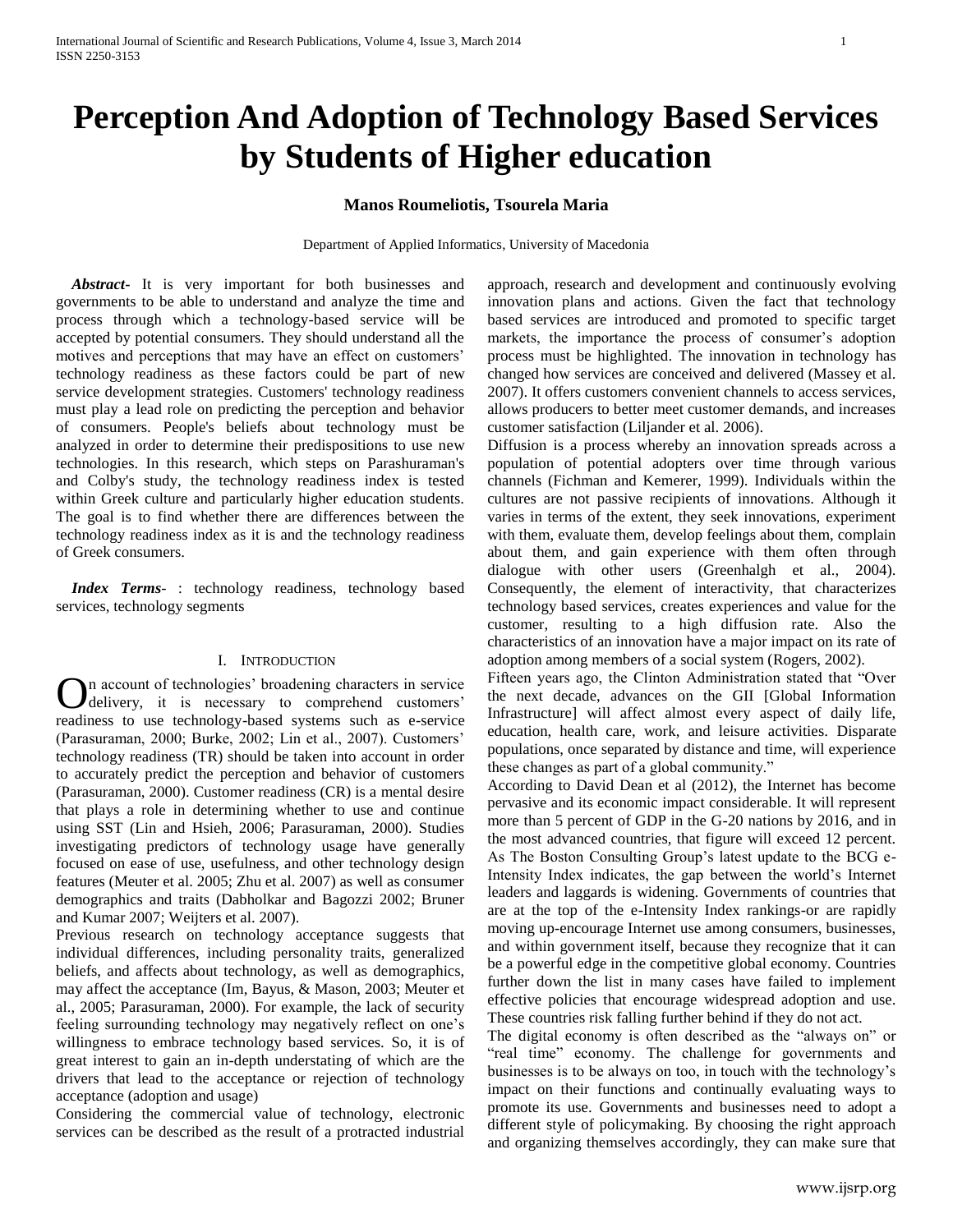# Perception And Adoption of Technology Based Services by Students of Higher education

**Manos Roumeliotis, Tsourela Maria**

Department of Applied Informatics, University of Macedonia

***Abstract***- It is very important for both businesses and governments to be able to understand and analyze the time and process through which a technology-based service will be accepted by potential consumers. They should understand all the motives and perceptions that may have an effect on customers' technology readiness as these factors could be part of new service development strategies. Customers' technology readiness must play a lead role on predicting the perception and behavior of consumers. People's beliefs about technology must be analyzed in order to determine their predispositions to use new technologies. In this research, which steps on Parashuraman's and Colby's study, the technology readiness index is tested within Greek culture and particularly higher education students. The goal is to find whether there are differences between the technology readiness index as it is and the technology readiness of Greek consumers.

***Index Terms***- : technology readiness, technology based services, technology segments

## I. Introduction

On account of technologies' broadening characters in service delivery, it is necessary to comprehend customers' readiness to use technology-based systems such as e-service (Parasuraman, 2000; Burke, 2002; Lin et al., 2007). Customers' technology readiness (TR) should be taken into account in order to accurately predict the perception and behavior of customers (Parasuraman, 2000). Customer readiness (CR) is a mental desire that plays a role in determining whether to use and continue using SST (Lin and Hsieh, 2006; Parasuraman, 2000). Studies investigating predictors of technology usage have generally focused on ease of use, usefulness, and other technology design features (Meuter et al. 2005; Zhu et al. 2007) as well as consumer demographics and traits (Dabholkar and Bagozzi 2002; Bruner and Kumar 2007; Weijters et al. 2007).

Previous research on technology acceptance suggests that individual differences, including personality traits, generalized beliefs, and affects about technology, as well as demographics, may affect the acceptance (Im, Bayus, & Mason, 2003; Meuter et al., 2005; Parasuraman, 2000). For example, the lack of security feeling surrounding technology may negatively reflect on one's willingness to embrace technology based services. So, it is of great interest to gain an in-depth understating of which are the drivers that lead to the acceptance or rejection of technology acceptance (adoption and usage)

Considering the commercial value of technology, electronic services can be described as the result of a protracted industrial approach, research and development and continuously evolving innovation plans and actions. Given the fact that technology based services are introduced and promoted to specific target markets, the importance the process of consumer's adoption process must be highlighted. The innovation in technology has changed how services are conceived and delivered (Massey et al. 2007). It offers customers convenient channels to access services, allows producers to better meet customer demands, and increases customer satisfaction (Liljander et al. 2006).

Diffusion is a process whereby an innovation spreads across a population of potential adopters over time through various channels (Fichman and Kemerer, 1999). Individuals within the cultures are not passive recipients of innovations. Although it varies in terms of the extent, they seek innovations, experiment with them, evaluate them, develop feelings about them, complain about them, and gain experience with them often through dialogue with other users (Greenhalgh et al., 2004). Consequently, the element of interactivity, that characterizes technology based services, creates experiences and value for the customer, resulting to a high diffusion rate. Also the characteristics of an innovation have a major impact on its rate of adoption among members of a social system (Rogers, 2002).

Fifteen years ago, the Clinton Administration stated that "Over the next decade, advances on the GII [Global Information Infrastructure] will affect almost every aspect of daily life, education, health care, work, and leisure activities. Disparate populations, once separated by distance and time, will experience these changes as part of a global community."

According to David Dean et al (2012), the Internet has become pervasive and its economic impact considerable. It will represent more than 5 percent of GDP in the G-20 nations by 2016, and in the most advanced countries, that figure will exceed 12 percent. As The Boston Consulting Group's latest update to the BCG e-Intensity Index indicates, the gap between the world's Internet leaders and laggards is widening. Governments of countries that are at the top of the e-Intensity Index rankings-or are rapidly moving up-encourage Internet use among consumers, businesses, and within government itself, because they recognize that it can be a powerful edge in the competitive global economy. Countries further down the list in many cases have failed to implement effective policies that encourage widespread adoption and use. These countries risk falling further behind if they do not act.

The digital economy is often described as the "always on" or "real time" economy. The challenge for governments and businesses is to be always on too, in touch with the technology's impact on their functions and continually evaluating ways to promote its use. Governments and businesses need to adopt a different style of policymaking. By choosing the right approach and organizing themselves accordingly, they can make sure that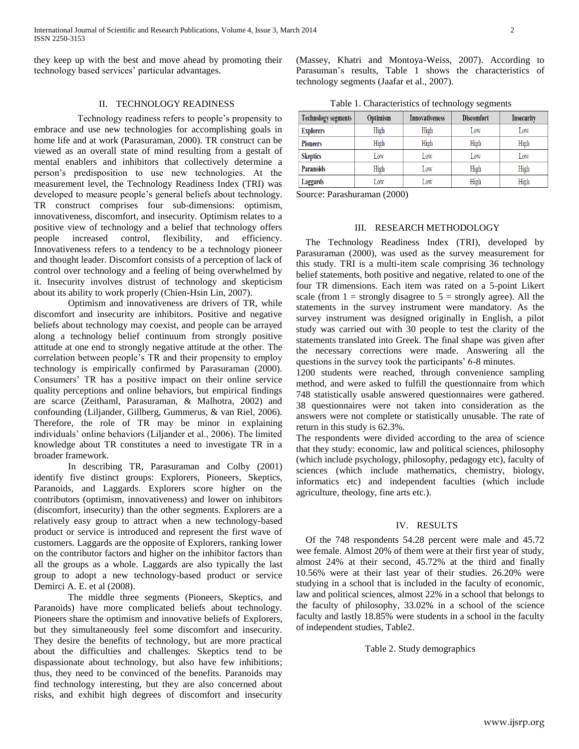they keep up with the best and move ahead by promoting their technology based services' particular advantages.

## II. TECHNOLOGY READINESS

Technology readiness refers to people's propensity to embrace and use new technologies for accomplishing goals in home life and at work (Parasuraman, 2000). TR construct can be viewed as an overall state of mind resulting from a gestalt of mental enablers and inhibitors that collectively determine a person's predisposition to use new technologies. At the measurement level, the Technology Readiness Index (TRI) was developed to measure people's general beliefs about technology. TR construct comprises four sub-dimensions: optimism, innovativeness, discomfort, and insecurity. Optimism relates to a positive view of technology and a belief that technology offers people increased control, flexibility, and efficiency. Innovativeness refers to a tendency to be a technology pioneer and thought leader. Discomfort consists of a perception of lack of control over technology and a feeling of being overwhelmed by it. Insecurity involves distrust of technology and skepticism about its ability to work properly (Chien-Hsin Lin, 2007).

Optimism and innovativeness are drivers of TR, while discomfort and insecurity are inhibitors. Positive and negative beliefs about technology may coexist, and people can be arrayed along a technology belief continuum from strongly positive attitude at one end to strongly negative attitude at the other. The correlation between people's TR and their propensity to employ technology is empirically confirmed by Parasuraman (2000). Consumers' TR has a positive impact on their online service quality perceptions and online behaviors, but empirical findings are scarce (Zeithaml, Parasuraman, & Malhotra, 2002) and confounding (Liljander, Gillberg, Gummerus, & van Riel, 2006). Therefore, the role of TR may be minor in explaining individuals' online behaviors (Liljander et al., 2006). The limited knowledge about TR constitutes a need to investigate TR in a broader framework.

In describing TR, Parasuraman and Colby (2001) identify five distinct groups: Explorers, Pioneers, Skeptics, Paranoids, and Laggards. Explorers score higher on the contributors (optimism, innovativeness) and lower on inhibitors (discomfort, insecurity) than the other segments. Explorers are a relatively easy group to attract when a new technology-based product or service is introduced and represent the first wave of customers. Laggards are the opposite of Explorers, ranking lower on the contributor factors and higher on the inhibitor factors than all the groups as a whole. Laggards are also typically the last group to adopt a new technology-based product or service Demirci A. E. et al (2008).

The middle three segments (Pioneers, Skeptics, and Paranoids) have more complicated beliefs about technology. Pioneers share the optimism and innovative beliefs of Explorers, but they simultaneously feel some discomfort and insecurity. They desire the benefits of technology, but are more practical about the difficulties and challenges. Skeptics tend to be dispassionate about technology, but also have few inhibitions; thus, they need to be convinced of the benefits. Paranoids may find technology interesting, but they are also concerned about risks, and exhibit high degrees of discomfort and insecurity (Massey, Khatri and Montoya-Weiss, 2007). According to Parasuman's results, Table 1 shows the characteristics of technology segments (Jaafar et al., 2007).

Table 1. Characteristics of technology segments

| Technology segments | Optimism | Innovativeness | Discomfort | Insecurity |
|---|---|---|---|---|
| Explorers | High | High | Low | Low |
| Pioneers | High | High | High | High |
| Skeptics | Low | Low | Low | Low |
| Paranoids | High | Low | High | High |
| Laggards | Low | Low | High | High |

Source: Parashuraman (2000)

## III. RESEARCH METHODOLOGY

The Technology Readiness Index (TRI), developed by Parasuraman (2000), was used as the survey measurement for this study. TRI is a multi-item scale comprising 36 technology belief statements, both positive and negative, related to one of the four TR dimensions. Each item was rated on a 5-point Likert scale (from 1 = strongly disagree to 5 = strongly agree). All the statements in the survey instrument were mandatory. As the survey instrument was designed originally in English, a pilot study was carried out with 30 people to test the clarity of the statements translated into Greek. The final shape was given after the necessary corrections were made. Answering all the questions in the survey took the participants' 6-8 minutes.

1200 students were reached, through convenience sampling method, and were asked to fulfill the questionnaire from which 748 statistically usable answered questionnaires were gathered. 38 questionnaires were not taken into consideration as the answers were not complete or statistically unusable. The rate of return in this study is 62.3%.

The respondents were divided according to the area of science that they study: economic, law and political sciences, philosophy (which include psychology, philosophy, pedagogy etc), faculty of sciences (which include mathematics, chemistry, biology, informatics etc) and independent faculties (which include agriculture, theology, fine arts etc.).

## IV. RESULTS

Of the 748 respondents 54.28 percent were male and 45.72 wee female. Almost 20% of them were at their first year of study, almost 24% at their second, 45.72% at the third and finally 10.56% were at their last year of their studies. 26.20% were studying in a school that is included in the faculty of economic, law and political sciences, almost 22% in a school that belongs to the faculty of philosophy, 33.02% in a school of the science faculty and lastly 18.85% were students in a school in the faculty of independent studies, Table2.

Table 2. Study demographics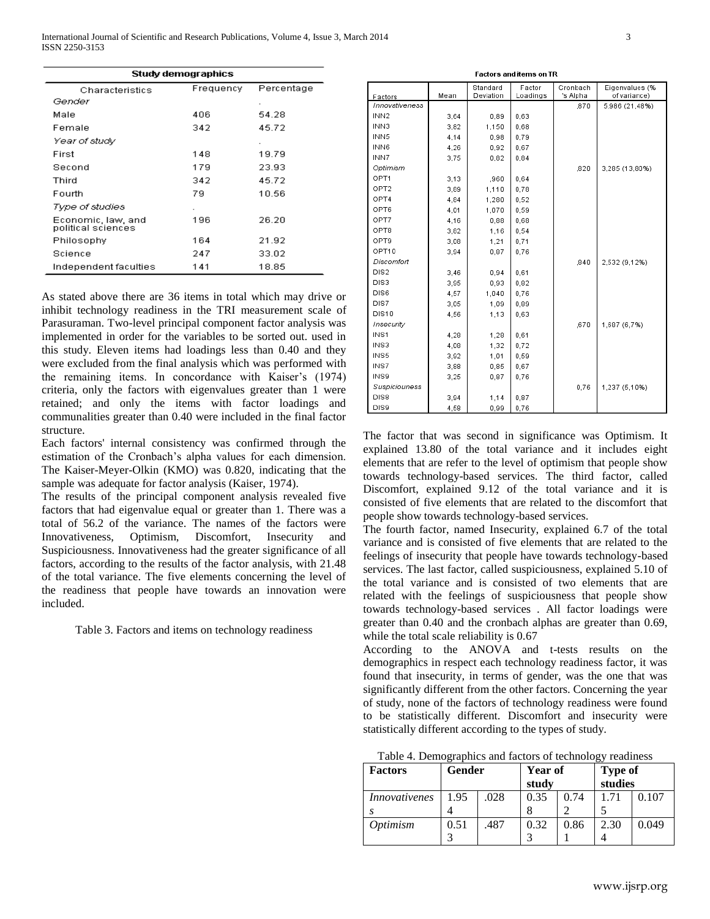**Study demographics**

| Characteristics | Frequency | Percentage |
|---|---|---|
| *Gender* | | . |
| Male | 406 | 54.28 |
| Female | 342 | 45.72 |
| *Year of study* | | . |
| First | 148 | 19.79 |
| Second | 179 | 23.93 |
| Third | 342 | 45.72 |
| Fourth | 79 | 10.56 |
| *Type of studies* | . | |
| Economic, law, and political sciences | 196 | 26.20 |
| Philosophy | 164 | 21.92 |
| Science | 247 | 33.02 |
| Independent faculties | 141 | 18.85 |

As stated above there are 36 items in total which may drive or inhibit technology readiness in the TRI measurement scale of Parasuraman. Two-level principal component factor analysis was implemented in order for the variables to be sorted out. used in this study. Eleven items had loadings less than 0.40 and they were excluded from the final analysis which was performed with the remaining items. In concordance with Kaiser's (1974) criteria, only the factors with eigenvalues greater than 1 were retained; and only the items with factor loadings and communalities greater than 0.40 were included in the final factor structure.

Each factors' internal consistency was confirmed through the estimation of the Cronbach's alpha values for each dimension. The Kaiser-Meyer-Olkin (KMO) was 0.820, indicating that the sample was adequate for factor analysis (Kaiser, 1974).

The results of the principal component analysis revealed five factors that had eigenvalue equal or greater than 1. There was a total of 56.2 of the variance. The names of the factors were Innovativeness, Optimism, Discomfort, Insecurity and Suspiciousness. Innovativeness had the greater significance of all factors, according to the results of the factor analysis, with 21.48 of the total variance. The five elements concerning the level of the readiness that people have towards an innovation were included.

Table 3. Factors and items on technology readiness

**Factors and items on TR**

| Factors | Mean | Standard Deviation | Factor Loadings | Cronbach 's Alpha | Eigenvalues (% of variance) |
|---|---|---|---|---|---|
| *Innovativeness* | | | | ,870 | 5,986 (21,48%) |
| INN2 | 3,64 | 0,89 | 0,63 | | |
| INN3 | 3,82 | 1,150 | 0,68 | | |
| INN5 | 4,14 | 0,98 | 0,79 | | |
| INN6 | 4,26 | 0,92 | 0,67 | | |
| INN7 | 3,75 | 0,82 | 0,84 | | |
| *Optimism* | | | | ,820 | 3,285 (13,80%) |
| OPT1 | 3,13 | ,960 | 0,64 | | |
| OPT2 | 3,89 | 1,110 | 0,78 | | |
| OPT4 | 4,84 | 1,280 | 0,52 | | |
| OPT6 | 4,01 | 1,070 | 0,59 | | |
| OPT7 | 4,16 | 0,88 | 0,68 | | |
| OPT8 | 3,62 | 1,16 | 0,54 | | |
| OPT9 | 3,08 | 1,21 | 0,71 | | |
| OPT10 | 3,94 | 0,87 | 0,76 | | |
| *Discomfort* | | | | ,840 | 2,532 (9,12%) |
| DIS2 | 3,46 | 0,94 | 0,61 | | |
| DIS3 | 3,95 | 0,93 | 0,82 | | |
| DIS6 | 4,57 | 1,040 | 0,76 | | |
| DIS7 | 3,05 | 1,09 | 0,89 | | |
| DIS10 | 4,56 | 1,13 | 0,63 | | |
| *Insecurity* | | | | ,670 | 1,687 (6,7%) |
| INS1 | 4,28 | 1,28 | 0,61 | | |
| INS3 | 4,08 | 1,32 | 0,72 | | |
| INS5 | 3,92 | 1,01 | 0,59 | | |
| INS7 | 3,88 | 0,85 | 0,67 | | |
| INS9 | 3,25 | 0,87 | 0,76 | | |
| *Suspiciousness* | | | | 0,76 | 1,237 (5,10%) |
| DIS8 | 3,94 | 1,14 | 0,87 | | |
| DIS9 | 4,58 | 0,99 | 0,76 | | |

The factor that was second in significance was Optimism. It explained 13.80 of the total variance and it includes eight elements that are refer to the level of optimism that people show towards technology-based services. The third factor, called Discomfort, explained 9.12 of the total variance and it is consisted of five elements that are related to the discomfort that people show towards technology-based services.

The fourth factor, named Insecurity, explained 6.7 of the total variance and is consisted of five elements that are related to the feelings of insecurity that people have towards technology-based services. The last factor, called suspiciousness, explained 5.10 of the total variance and is consisted of two elements that are related with the feelings of suspiciousness that people show towards technology-based services . All factor loadings were greater than 0.40 and the cronbach alphas are greater than 0.69, while the total scale reliability is 0.67

According to the ANOVA and t-tests results on the demographics in respect each technology readiness factor, it was found that insecurity, in terms of gender, was the one that was significantly different from the other factors. Concerning the year of study, none of the factors of technology readiness were found to be statistically different. Discomfort and insecurity were statistically different according to the types of study.

Table 4. Demographics and factors of technology readiness

| Factors | Gender | | Year of study | | Type of studies | |
|---|---|---|---|---|---|---|
| *Innovativeness* | 1.954 | .028 | 0.358 | 0.742 | 1.715 | 0.107 |
| *Optimism* | 0.513 | .487 | 0.323 | 0.861 | 2.304 | 0.049 |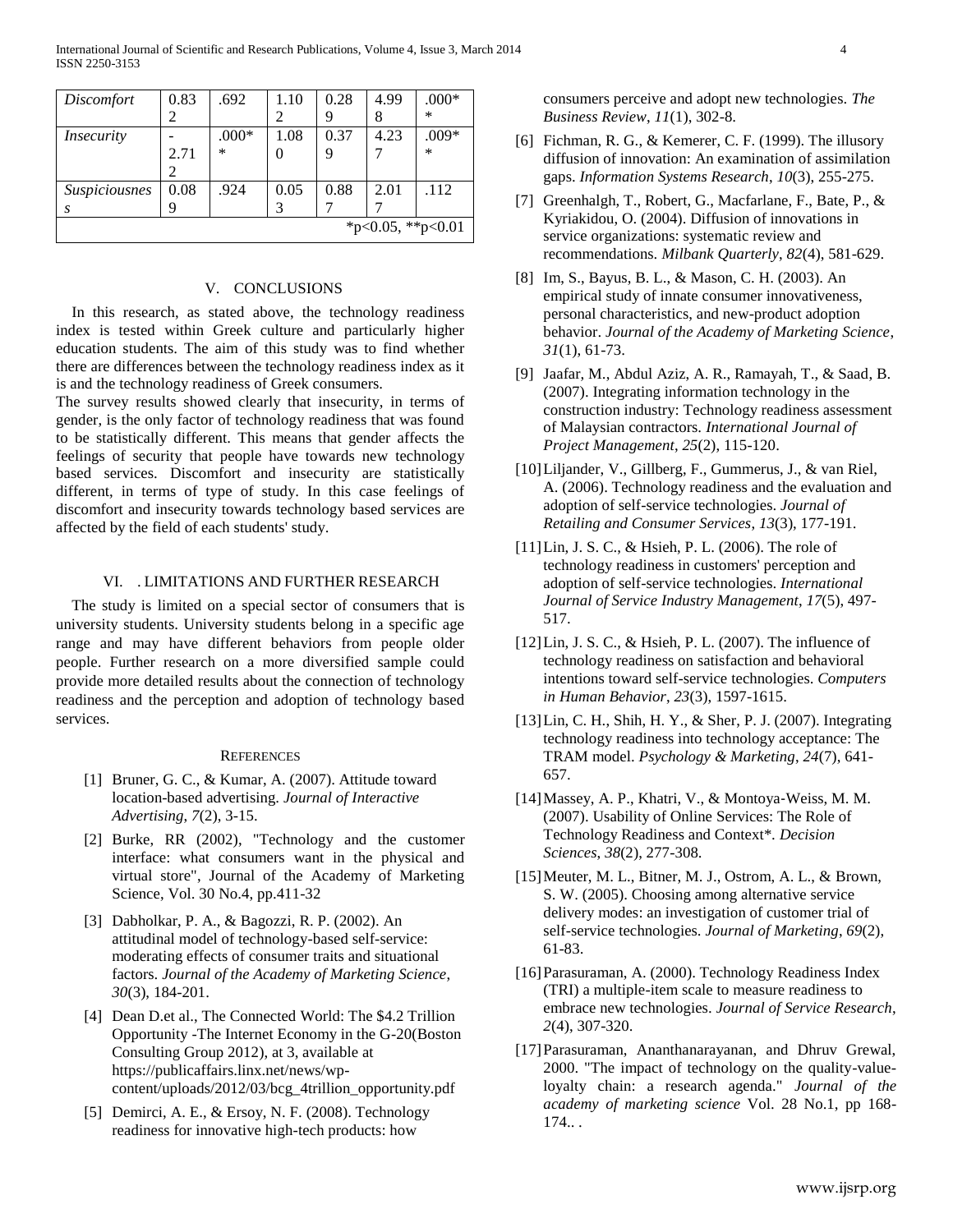| Discomfort | 0.832 | .692 | 1.102 | 0.289 | 4.998 | .000** |
|---|---|---|---|---|---|---|
| Insecurity | -2.712 | .000** | 1.080 | 0.379 | 4.237 | .009** |
| Suspiciousness | 0.089 | .924 | 0.053 | 0.887 | 2.017 | .112 |
| *p<0.05, **p<0.01 | | | | | | |

## V. CONCLUSIONS

In this research, as stated above, the technology readiness index is tested within Greek culture and particularly higher education students. The aim of this study was to find whether there are differences between the technology readiness index as it is and the technology readiness of Greek consumers.

The survey results showed clearly that insecurity, in terms of gender, is the only factor of technology readiness that was found to be statistically different. This means that gender affects the feelings of security that people have towards new technology based services. Discomfort and insecurity are statistically different, in terms of type of study. In this case feelings of discomfort and insecurity towards technology based services are affected by the field of each students' study.

## VI. . LIMITATIONS AND FURTHER RESEARCH

The study is limited on a special sector of consumers that is university students. University students belong in a specific age range and may have different behaviors from people older people. Further research on a more diversified sample could provide more detailed results about the connection of technology readiness and the perception and adoption of technology based services.

## REFERENCES

[1] Bruner, G. C., & Kumar, A. (2007). Attitude toward location-based advertising. *Journal of Interactive Advertising*, *7*(2), 3-15.

[2] Burke, RR (2002), "Technology and the customer interface: what consumers want in the physical and virtual store", Journal of the Academy of Marketing Science, Vol. 30 No.4, pp.411-32

[3] Dabholkar, P. A., & Bagozzi, R. P. (2002). An attitudinal model of technology-based self-service: moderating effects of consumer traits and situational factors. *Journal of the Academy of Marketing Science*, *30*(3), 184-201.

[4] Dean D.et al., The Connected World: The $4.2 Trillion Opportunity -The Internet Economy in the G-20(Boston Consulting Group 2012), at 3, available at https://publicaffairs.linx.net/news/wp-content/uploads/2012/03/bcg_4trillion_opportunity.pdf

[5] Demirci, A. E., & Ersoy, N. F. (2008). Technology readiness for innovative high-tech products: how consumers perceive and adopt new technologies. *The Business Review*, *11*(1), 302-8.

[6] Fichman, R. G., & Kemerer, C. F. (1999). The illusory diffusion of innovation: An examination of assimilation gaps. *Information Systems Research*, *10*(3), 255-275.

[7] Greenhalgh, T., Robert, G., Macfarlane, F., Bate, P., & Kyriakidou, O. (2004). Diffusion of innovations in service organizations: systematic review and recommendations. *Milbank Quarterly*, *82*(4), 581-629.

[8] Im, S., Bayus, B. L., & Mason, C. H. (2003). An empirical study of innate consumer innovativeness, personal characteristics, and new-product adoption behavior. *Journal of the Academy of Marketing Science*, *31*(1), 61-73.

[9] Jaafar, M., Abdul Aziz, A. R., Ramayah, T., & Saad, B. (2007). Integrating information technology in the construction industry: Technology readiness assessment of Malaysian contractors. *International Journal of Project Management*, *25*(2), 115-120.

[10] Liljander, V., Gillberg, F., Gummerus, J., & van Riel, A. (2006). Technology readiness and the evaluation and adoption of self-service technologies. *Journal of Retailing and Consumer Services*, *13*(3), 177-191.

[11] Lin, J. S. C., & Hsieh, P. L. (2006). The role of technology readiness in customers' perception and adoption of self-service technologies. *International Journal of Service Industry Management*, *17*(5), 497-517.

[12] Lin, J. S. C., & Hsieh, P. L. (2007). The influence of technology readiness on satisfaction and behavioral intentions toward self-service technologies. *Computers in Human Behavior*, *23*(3), 1597-1615.

[13] Lin, C. H., Shih, H. Y., & Sher, P. J. (2007). Integrating technology readiness into technology acceptance: The TRAM model. *Psychology & Marketing*, *24*(7), 641-657.

[14] Massey, A. P., Khatri, V., & Montoya‐Weiss, M. M. (2007). Usability of Online Services: The Role of Technology Readiness and Context*. *Decision Sciences*, *38*(2), 277-308.

[15] Meuter, M. L., Bitner, M. J., Ostrom, A. L., & Brown, S. W. (2005). Choosing among alternative service delivery modes: an investigation of customer trial of self-service technologies. *Journal of Marketing*, *69*(2), 61-83.

[16] Parasuraman, A. (2000). Technology Readiness Index (TRI) a multiple-item scale to measure readiness to embrace new technologies. *Journal of Service Research*, *2*(4), 307-320.

[17] Parasuraman, Ananthanarayanan, and Dhruv Grewal, 2000. "The impact of technology on the quality-value-loyalty chain: a research agenda." *Journal of the academy of marketing science* Vol. 28 No.1, pp 168-174.. .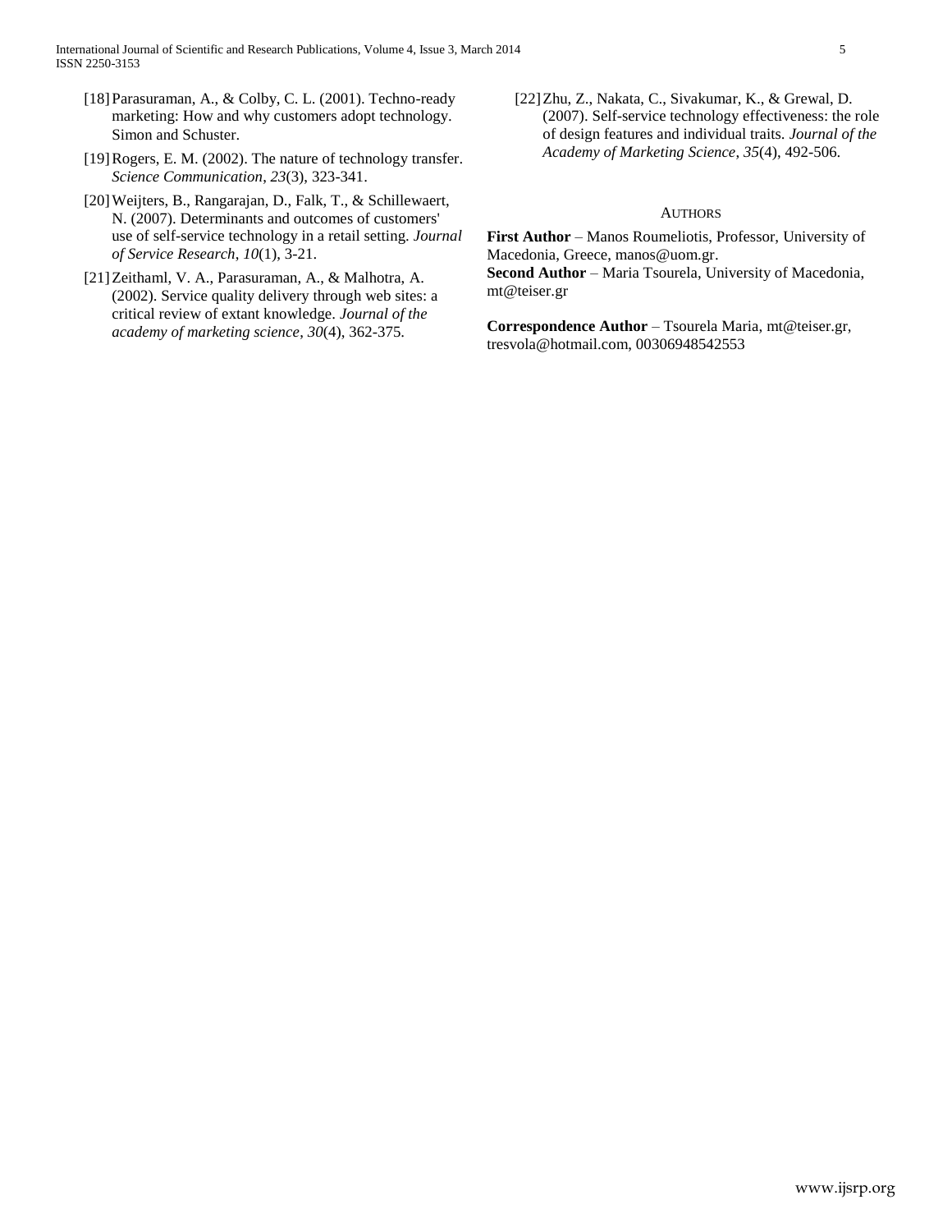[18] Parasuraman, A., & Colby, C. L. (2001). Techno-ready marketing: How and why customers adopt technology. Simon and Schuster.

[19] Rogers, E. M. (2002). The nature of technology transfer. *Science Communication*, *23*(3), 323-341.

[20] Weijters, B., Rangarajan, D., Falk, T., & Schillewaert, N. (2007). Determinants and outcomes of customers' use of self-service technology in a retail setting. *Journal of Service Research*, *10*(1), 3-21.

[21] Zeithaml, V. A., Parasuraman, A., & Malhotra, A. (2002). Service quality delivery through web sites: a critical review of extant knowledge. *Journal of the academy of marketing science*, *30*(4), 362-375.

[22] Zhu, Z., Nakata, C., Sivakumar, K., & Grewal, D. (2007). Self-service technology effectiveness: the role of design features and individual traits. *Journal of the Academy of Marketing Science*, *35*(4), 492-506.

## AUTHORS

**First Author** – Manos Roumeliotis, Professor, University of Macedonia, Greece, manos@uom.gr.

**Second Author** – Maria Tsourela, University of Macedonia, mt@teiser.gr

**Correspondence Author** – Tsourela Maria, mt@teiser.gr, tresvola@hotmail.com, 00306948542553